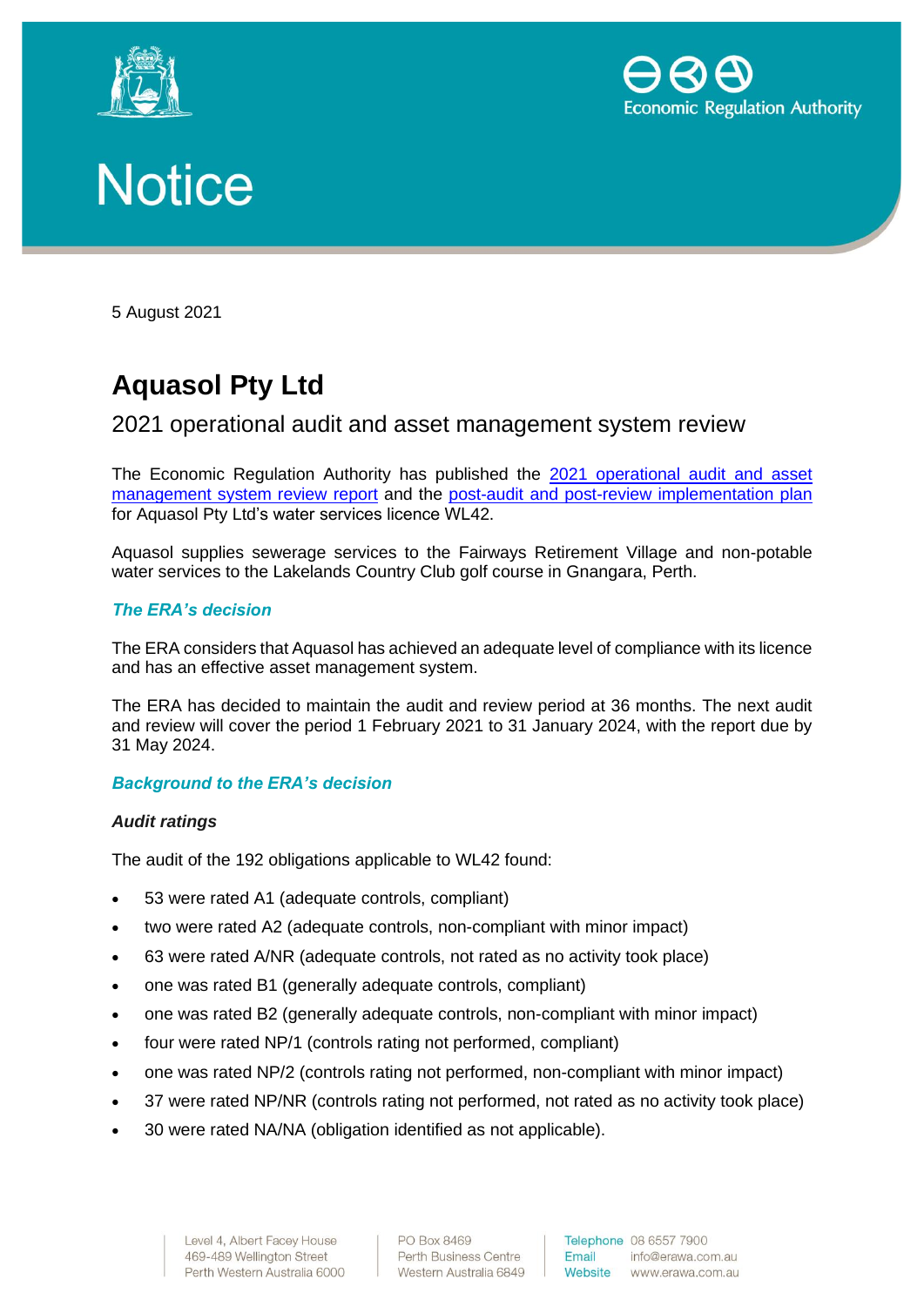# Notice

5 August 2021

# Aquasol Pty Ltd

## 2021 operational audit and asset management system review

The Economic Regulation Authority has published the 2021 operational audit and asset management system review report and the post-audit and post-review implementation plan for Aquasol Pty Ltd's water services licence WL42.

Aquasol supplies sewerage services to the Fairways Retirement Village and non-potable water services to the Lakelands Country Club golf course in Gnangara, Perth.

### *The ERA's decision*

The ERA considers that Aquasol has achieved an adequate level of compliance with its licence and has an effective asset management system.

The ERA has decided to maintain the audit and review period at 36 months. The next audit and review will cover the period 1 February 2021 to 31 January 2024, with the report due by 31 May 2024.

### *Background to the ERA's decision*

#### *Audit ratings*

The audit of the 192 obligations applicable to WL42 found:

- 53 were rated A1 (adequate controls, compliant)
- two were rated A2 (adequate controls, non-compliant with minor impact)
- 63 were rated A/NR (adequate controls, not rated as no activity took place)
- one was rated B1 (generally adequate controls, compliant)
- one was rated B2 (generally adequate controls, non-compliant with minor impact)
- four were rated NP/1 (controls rating not performed, compliant)
- one was rated NP/2 (controls rating not performed, non-compliant with minor impact)
- 37 were rated NP/NR (controls rating not performed, not rated as no activity took place)
- 30 were rated NA/NA (obligation identified as not applicable).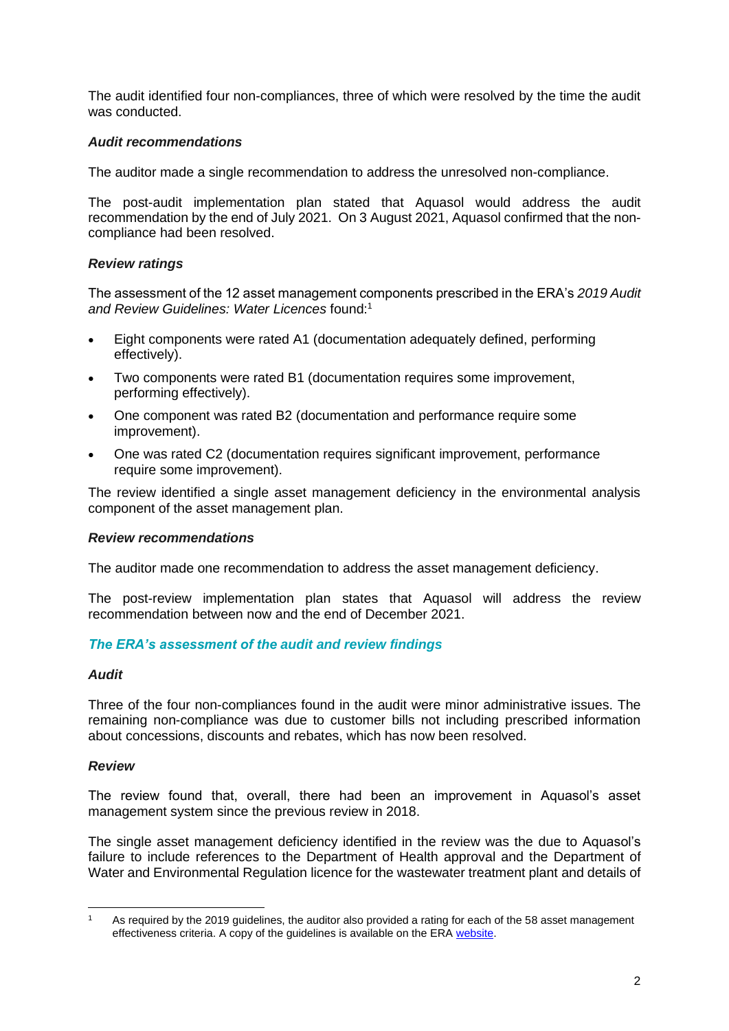The audit identified four non-compliances, three of which were resolved by the time the audit was conducted.

### *Audit recommendations*

The auditor made a single recommendation to address the unresolved non-compliance.

The post-audit implementation plan stated that Aquasol would address the audit recommendation by the end of July 2021. On 3 August 2021, Aquasol confirmed that the non-compliance had been resolved.

### *Review ratings*

The assessment of the 12 asset management components prescribed in the ERA's *2019 Audit and Review Guidelines: Water Licences* found:[1]

- Eight components were rated A1 (documentation adequately defined, performing effectively).
- Two components were rated B1 (documentation requires some improvement, performing effectively).
- One component was rated B2 (documentation and performance require some improvement).
- One was rated C2 (documentation requires significant improvement, performance require some improvement).

The review identified a single asset management deficiency in the environmental analysis component of the asset management plan.

### *Review recommendations*

The auditor made one recommendation to address the asset management deficiency.

The post-review implementation plan states that Aquasol will address the review recommendation between now and the end of December 2021.

## *The ERA's assessment of the audit and review findings*

### *Audit*

Three of the four non-compliances found in the audit were minor administrative issues. The remaining non-compliance was due to customer bills not including prescribed information about concessions, discounts and rebates, which has now been resolved.

### *Review*

The review found that, overall, there had been an improvement in Aquasol's asset management system since the previous review in 2018.

The single asset management deficiency identified in the review was the due to Aquasol's failure to include references to the Department of Health approval and the Department of Water and Environmental Regulation licence for the wastewater treatment plant and details of

---

[1] As required by the 2019 guidelines, the auditor also provided a rating for each of the 58 asset management effectiveness criteria. A copy of the guidelines is available on the ERA website.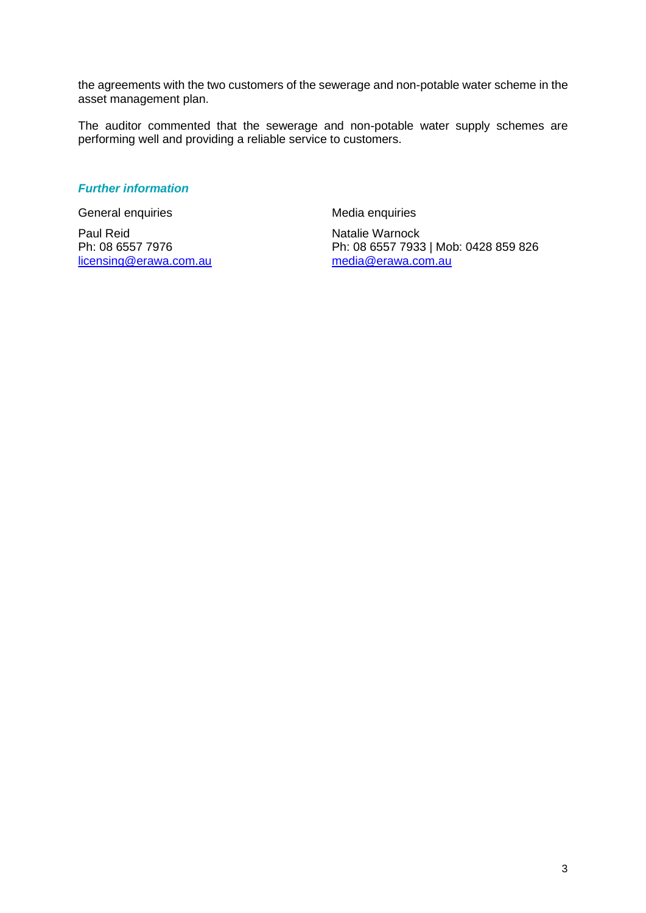the agreements with the two customers of the sewerage and non-potable water scheme in the asset management plan.

The auditor commented that the sewerage and non-potable water supply schemes are performing well and providing a reliable service to customers.

### *Further information*

General enquiries

Paul Reid
Ph: 08 6557 7976
licensing@erawa.com.au

Media enquiries

Natalie Warnock
Ph: 08 6557 7933 | Mob: 0428 859 826
media@erawa.com.au